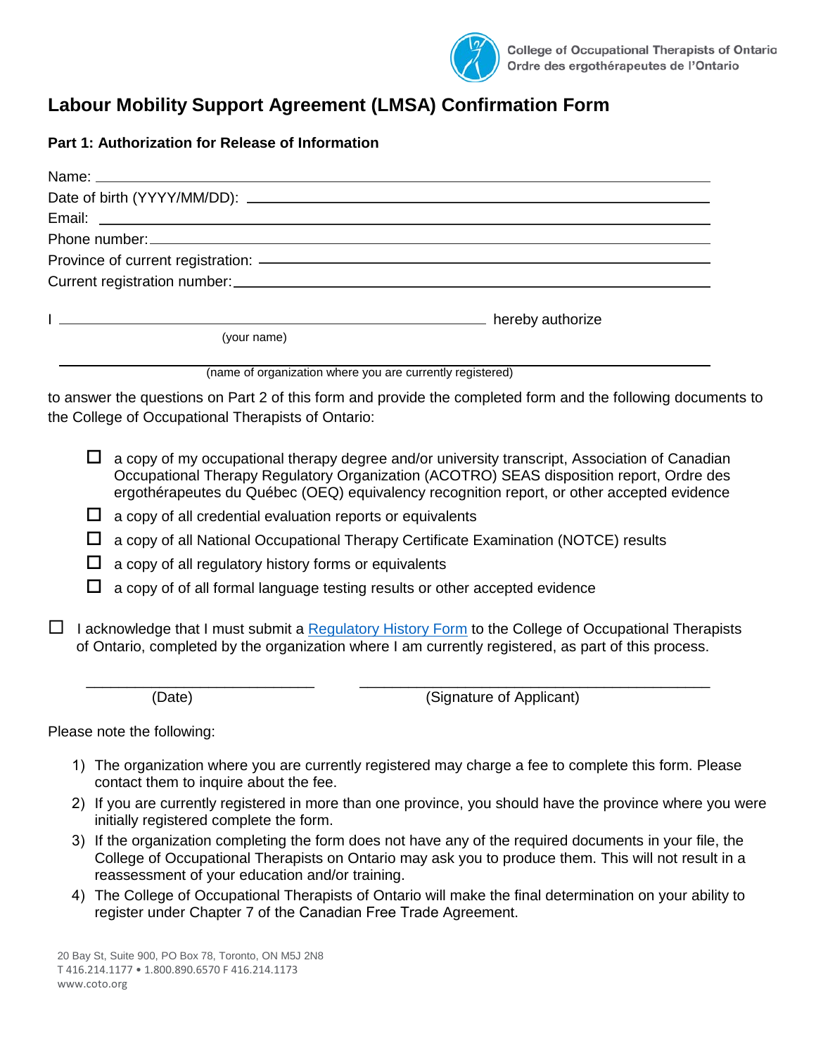College of Occupational Therapists of Ontario
Ordre des ergothérapeutes de l'Ontario

# Labour Mobility Support Agreement (LMSA) Confirmation Form

### Part 1: Authorization for Release of Information

Name: ______________________________________________

Date of birth (YYYY/MM/DD): ______________________________________________

Email: ______________________________________________

Phone number: ______________________________________________

Province of current registration: ______________________________________________

Current registration number: ______________________________________________

I ______________________________________________ hereby authorize
(your name)

______________________________________________
(name of organization where you are currently registered)

to answer the questions on Part 2 of this form and provide the completed form and the following documents to the College of Occupational Therapists of Ontario:

- ☐ a copy of my occupational therapy degree and/or university transcript, Association of Canadian Occupational Therapy Regulatory Organization (ACOTRO) SEAS disposition report, Ordre des ergothérapeutes du Québec (OEQ) equivalency recognition report, or other accepted evidence
- ☐ a copy of all credential evaluation reports or equivalents
- ☐ a copy of all National Occupational Therapy Certificate Examination (NOTCE) results
- ☐ a copy of all regulatory history forms or equivalents
- ☐ a copy of of all formal language testing results or other accepted evidence

☐ I acknowledge that I must submit a [Regulatory History Form](#) to the College of Occupational Therapists of Ontario, completed by the organization where I am currently registered, as part of this process.

______________________________ ______________________________________________
(Date) (Signature of Applicant)

Please note the following:

1) The organization where you are currently registered may charge a fee to complete this form. Please contact them to inquire about the fee.
2) If you are currently registered in more than one province, you should have the province where you were initially registered complete the form.
3) If the organization completing the form does not have any of the required documents in your file, the College of Occupational Therapists on Ontario may ask you to produce them. This will not result in a reassessment of your education and/or training.
4) The College of Occupational Therapists of Ontario will make the final determination on your ability to register under Chapter 7 of the Canadian Free Trade Agreement.

20 Bay St, Suite 900, PO Box 78, Toronto, ON M5J 2N8
T 416.214.1177 • 1.800.890.6570 F 416.214.1173
www.coto.org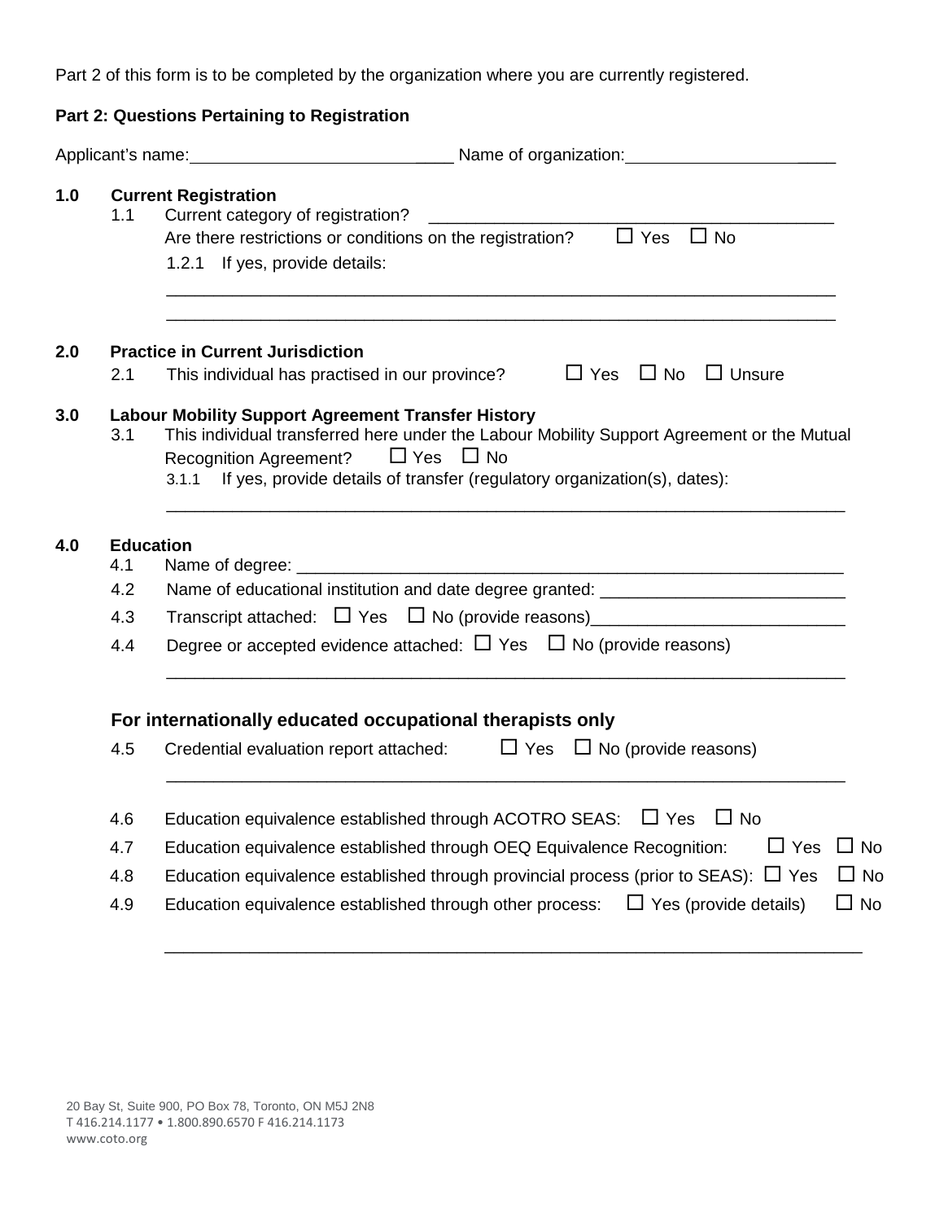Part 2 of this form is to be completed by the organization where you are currently registered.

**Part 2: Questions Pertaining to Registration**

Applicant's name:\_\_\_\_\_\_\_\_\_\_\_\_\_\_\_\_\_\_\_\_\_\_\_\_\_\_\_\_\_\_ Name of organization:\_\_\_\_\_\_\_\_\_\_\_\_\_\_\_\_\_\_\_\_\_\_\_\_\_

**1.0 Current Registration**

1.1 Current category of registration? \_\_\_\_\_\_\_\_\_\_\_\_\_\_\_\_\_\_\_\_\_\_\_\_\_\_\_\_\_\_\_\_\_\_\_\_\_\_\_\_\_\_\_\_\_\_

Are there restrictions or conditions on the registration? ☐ Yes ☐ No

1.2.1 If yes, provide details:

\_\_\_\_\_\_\_\_\_\_\_\_\_\_\_\_\_\_\_\_\_\_\_\_\_\_\_\_\_\_\_\_\_\_\_\_\_\_\_\_\_\_\_\_\_\_\_\_\_\_\_\_\_\_\_\_\_\_\_\_\_\_\_\_\_\_\_\_\_\_

\_\_\_\_\_\_\_\_\_\_\_\_\_\_\_\_\_\_\_\_\_\_\_\_\_\_\_\_\_\_\_\_\_\_\_\_\_\_\_\_\_\_\_\_\_\_\_\_\_\_\_\_\_\_\_\_\_\_\_\_\_\_\_\_\_\_\_\_\_\_

**2.0 Practice in Current Jurisdiction**

2.1 This individual has practised in our province? ☐ Yes ☐ No ☐ Unsure

**3.0 Labour Mobility Support Agreement Transfer History**

3.1 This individual transferred here under the Labour Mobility Support Agreement or the Mutual Recognition Agreement? ☐ Yes ☐ No

3.1.1 If yes, provide details of transfer (regulatory organization(s), dates):

\_\_\_\_\_\_\_\_\_\_\_\_\_\_\_\_\_\_\_\_\_\_\_\_\_\_\_\_\_\_\_\_\_\_\_\_\_\_\_\_\_\_\_\_\_\_\_\_\_\_\_\_\_\_\_\_\_\_\_\_\_\_\_\_\_\_\_\_\_\_

**4.0 Education**

4.1 Name of degree: \_\_\_\_\_\_\_\_\_\_\_\_\_\_\_\_\_\_\_\_\_\_\_\_\_\_\_\_\_\_\_\_\_\_\_\_\_\_\_\_\_\_\_\_\_\_\_\_\_\_\_\_\_\_\_\_\_\_

4.2 Name of educational institution and date degree granted: \_\_\_\_\_\_\_\_\_\_\_\_\_\_\_\_\_\_\_\_\_\_\_\_\_\_

4.3 Transcript attached: ☐ Yes ☐ No (provide reasons)\_\_\_\_\_\_\_\_\_\_\_\_\_\_\_\_\_\_\_\_\_\_\_\_\_\_\_

4.4 Degree or accepted evidence attached: ☐ Yes ☐ No (provide reasons)

\_\_\_\_\_\_\_\_\_\_\_\_\_\_\_\_\_\_\_\_\_\_\_\_\_\_\_\_\_\_\_\_\_\_\_\_\_\_\_\_\_\_\_\_\_\_\_\_\_\_\_\_\_\_\_\_\_\_\_\_\_\_\_\_\_\_\_\_\_\_

**For internationally educated occupational therapists only**

4.5 Credential evaluation report attached: ☐ Yes ☐ No (provide reasons)

\_\_\_\_\_\_\_\_\_\_\_\_\_\_\_\_\_\_\_\_\_\_\_\_\_\_\_\_\_\_\_\_\_\_\_\_\_\_\_\_\_\_\_\_\_\_\_\_\_\_\_\_\_\_\_\_\_\_\_\_\_\_\_\_\_\_\_\_\_\_

4.6 Education equivalence established through ACOTRO SEAS: ☐ Yes ☐ No

4.7 Education equivalence established through OEQ Equivalence Recognition: ☐ Yes ☐ No

4.8 Education equivalence established through provincial process (prior to SEAS): ☐ Yes ☐ No

4.9 Education equivalence established through other process: ☐ Yes (provide details) ☐ No

\_\_\_\_\_\_\_\_\_\_\_\_\_\_\_\_\_\_\_\_\_\_\_\_\_\_\_\_\_\_\_\_\_\_\_\_\_\_\_\_\_\_\_\_\_\_\_\_\_\_\_\_\_\_\_\_\_\_\_\_\_\_\_\_\_\_\_\_\_\_

20 Bay St, Suite 900, PO Box 78, Toronto, ON M5J 2N8
T 416.214.1177 • 1.800.890.6570 F 416.214.1173
www.coto.org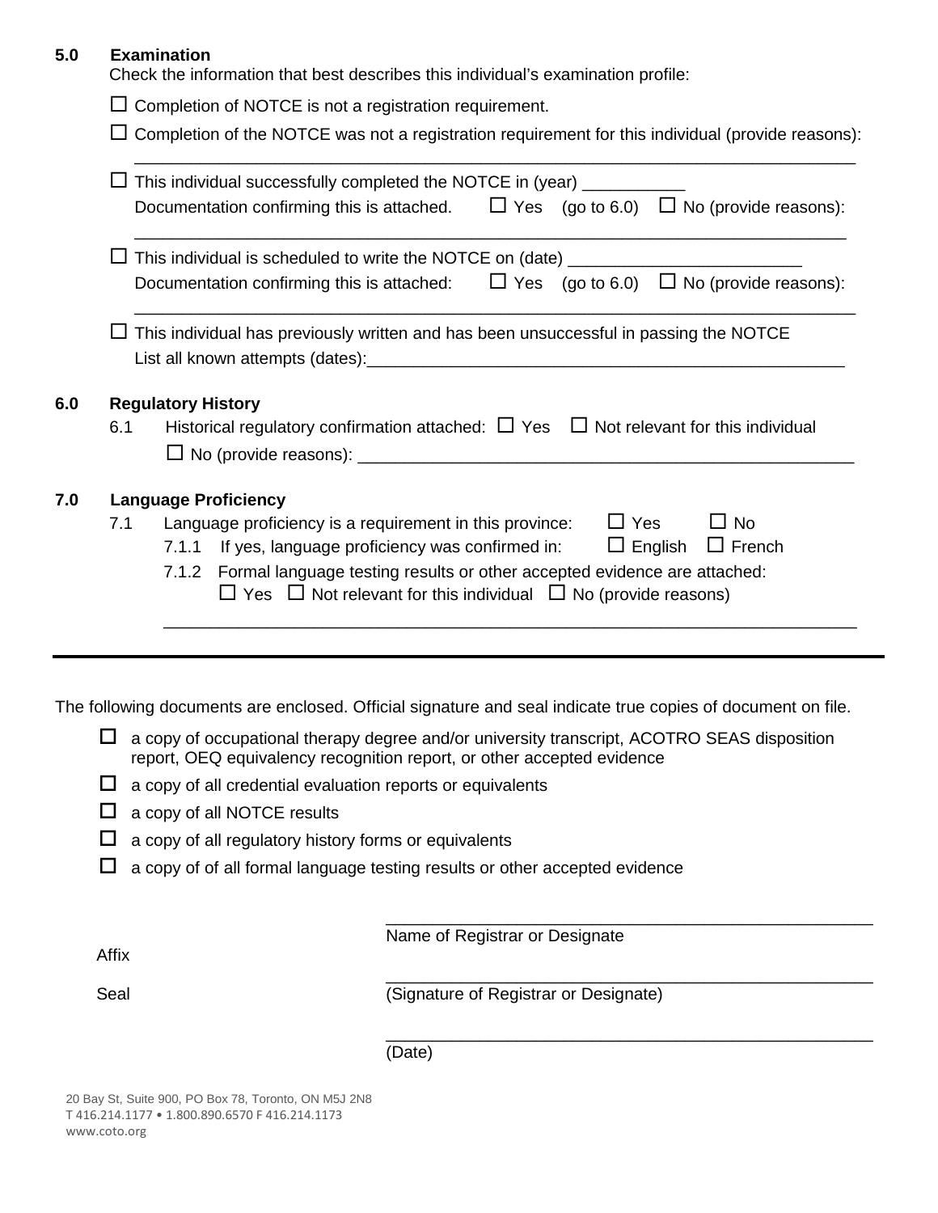## 5.0 Examination

Check the information that best describes this individual's examination profile:

☐ Completion of NOTCE is not a registration requirement.

☐ Completion of the NOTCE was not a registration requirement for this individual (provide reasons): ________________________________________________________________________________

☐ This individual successfully completed the NOTCE in (year) ___________
Documentation confirming this is attached. ☐ Yes (go to 6.0) ☐ No (provide reasons): ________________________________________________________________________________

☐ This individual is scheduled to write the NOTCE on (date) _________________________
Documentation confirming this is attached: ☐ Yes (go to 6.0) ☐ No (provide reasons): ________________________________________________________________________________

☐ This individual has previously written and has been unsuccessful in passing the NOTCE
List all known attempts (dates):_____________________________________________________

## 6.0 Regulatory History

6.1 Historical regulatory confirmation attached: ☐ Yes ☐ Not relevant for this individual
☐ No (provide reasons): _____________________________________________________

## 7.0 Language Proficiency

7.1 Language proficiency is a requirement in this province: ☐ Yes ☐ No

7.1.1 If yes, language proficiency was confirmed in: ☐ English ☐ French

7.1.2 Formal language testing results or other accepted evidence are attached:
☐ Yes ☐ Not relevant for this individual ☐ No (provide reasons)
________________________________________________________________________________

---

The following documents are enclosed. Official signature and seal indicate true copies of document on file.

- ☐ a copy of occupational therapy degree and/or university transcript, ACOTRO SEAS disposition report, OEQ equivalency recognition report, or other accepted evidence
- ☐ a copy of all credential evaluation reports or equivalents
- ☐ a copy of all NOTCE results
- ☐ a copy of all regulatory history forms or equivalents
- ☐ a copy of of all formal language testing results or other accepted evidence

Affix

Seal

_____________________________________________________
Name of Registrar or Designate

_____________________________________________________
(Signature of Registrar or Designate)

_____________________________________________________
(Date)

20 Bay St, Suite 900, PO Box 78, Toronto, ON M5J 2N8
T 416.214.1177 • 1.800.890.6570 F 416.214.1173
www.coto.org